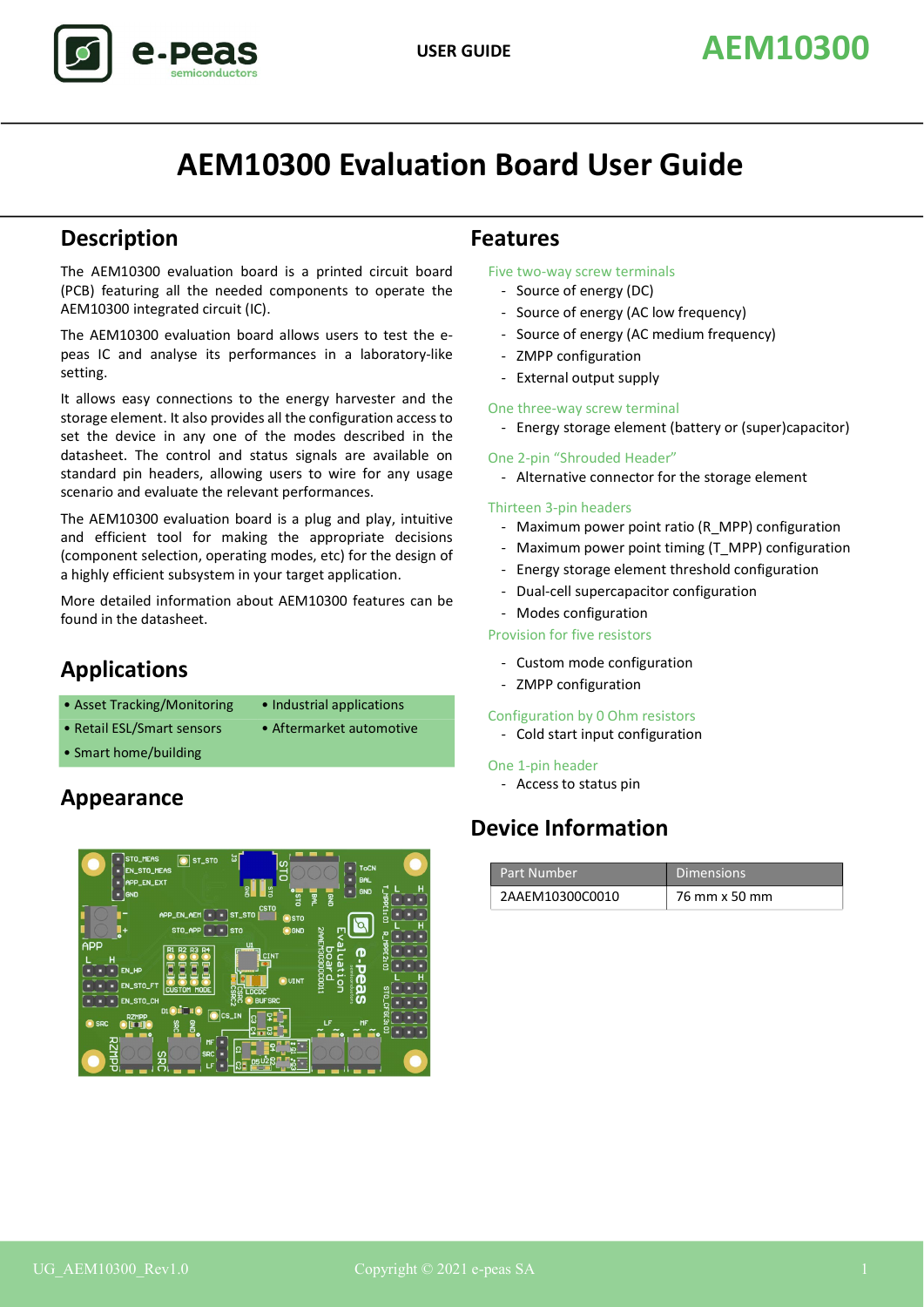# AEM10300 Evaluation Board User Guide

## Description

The AEM10300 evaluation board is a printed circuit board (PCB) featuring all the needed components to operate the AEM10300 integrated circuit (IC).

The AEM10300 evaluation board allows users to test the e-peas IC and analyse its performances in a laboratory-like setting.

It allows easy connections to the energy harvester and the storage element. It also provides all the configuration access to set the device in any one of the modes described in the datasheet. The control and status signals are available on standard pin headers, allowing users to wire for any usage scenario and evaluate the relevant performances.

The AEM10300 evaluation board is a plug and play, intuitive and efficient tool for making the appropriate decisions (component selection, operating modes, etc) for the design of a highly efficient subsystem in your target application.

More detailed information about AEM10300 features can be found in the datasheet.

## Applications

- Asset Tracking/Monitoring
- Industrial applications
- Retail ESL/Smart sensors
- Aftermarket automotive
- Smart home/building

## Appearance

## Features

Five two-way screw terminals
- Source of energy (DC)
- Source of energy (AC low frequency)
- Source of energy (AC medium frequency)
- ZMPP configuration
- External output supply

One three-way screw terminal
- Energy storage element (battery or (super)capacitor)

One 2-pin "Shrouded Header"
- Alternative connector for the storage element

Thirteen 3-pin headers
- Maximum power point ratio (R_MPP) configuration
- Maximum power point timing (T_MPP) configuration
- Energy storage element threshold configuration
- Dual-cell supercapacitor configuration
- Modes configuration

Provision for five resistors
- Custom mode configuration
- ZMPP configuration

Configuration by 0 Ohm resistors
- Cold start input configuration

One 1-pin header
- Access to status pin

## Device Information

| Part Number | Dimensions |
| --- | --- |
| 2AAEM10300C0010 | 76 mm x 50 mm |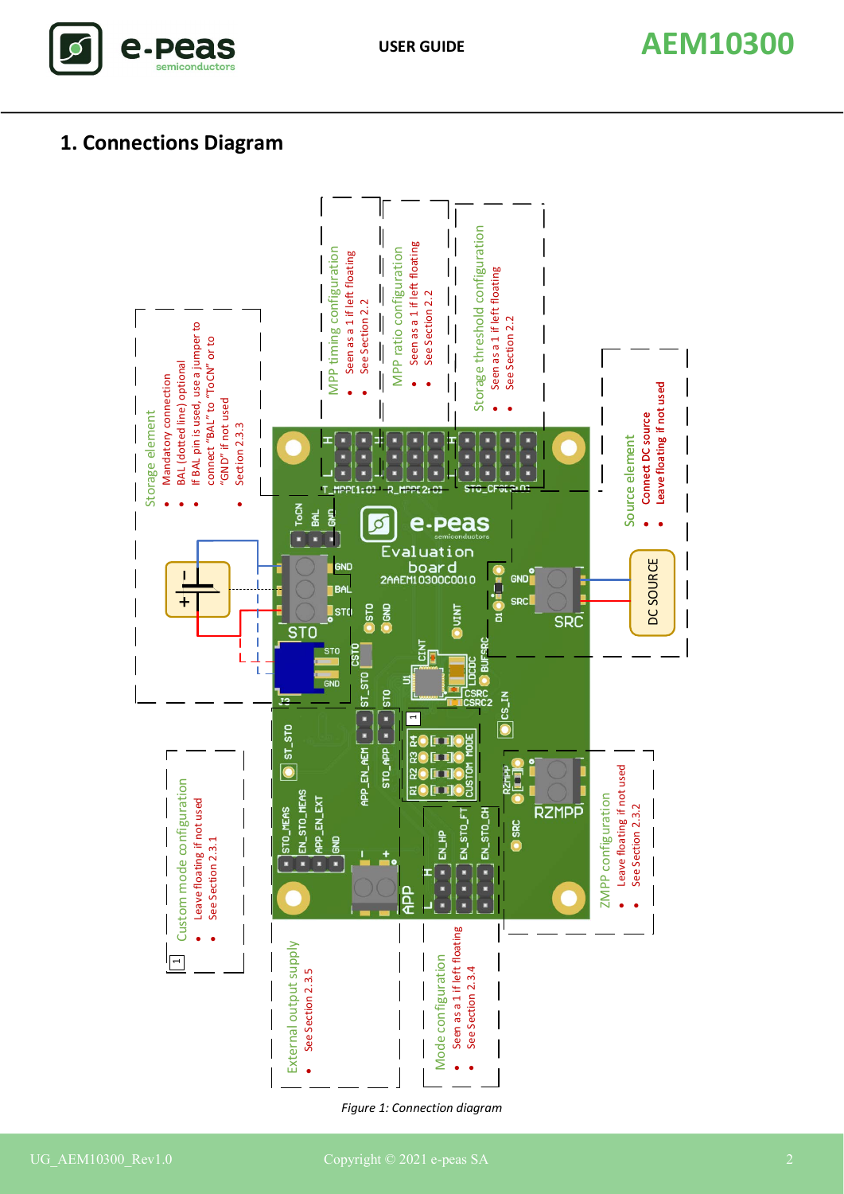# 1. Connections Diagram

Storage element
- Mandatory connection
- BAL (dotted line) optional
- If BAL pin is used, use a jumper to connect "BAL" to "ToCN" or to "GND" if not used
- Section 2.3.3

MPP timing configuration
- Seen as a 1 if left floating
- See Section 2.2

MPP ratio configuration
- Seen as a 1 if left floating
- See Section 2.2

Storage threshold configuration
- Seen as a 1 if left floating
- See Section 2.2

Source element
- Connect DC source
- Leave floating if not used

Custom mode configuration
- Leave floating if not used
- See Section 2.3.1

External output supply
- See Section 2.3.5

Mode configuration
- Seen as a 1 if left floating
- See Section 2.3.4

ZMPP configuration
- Leave floating if not used
- See Section 2.3.2

*Figure 1: Connection diagram*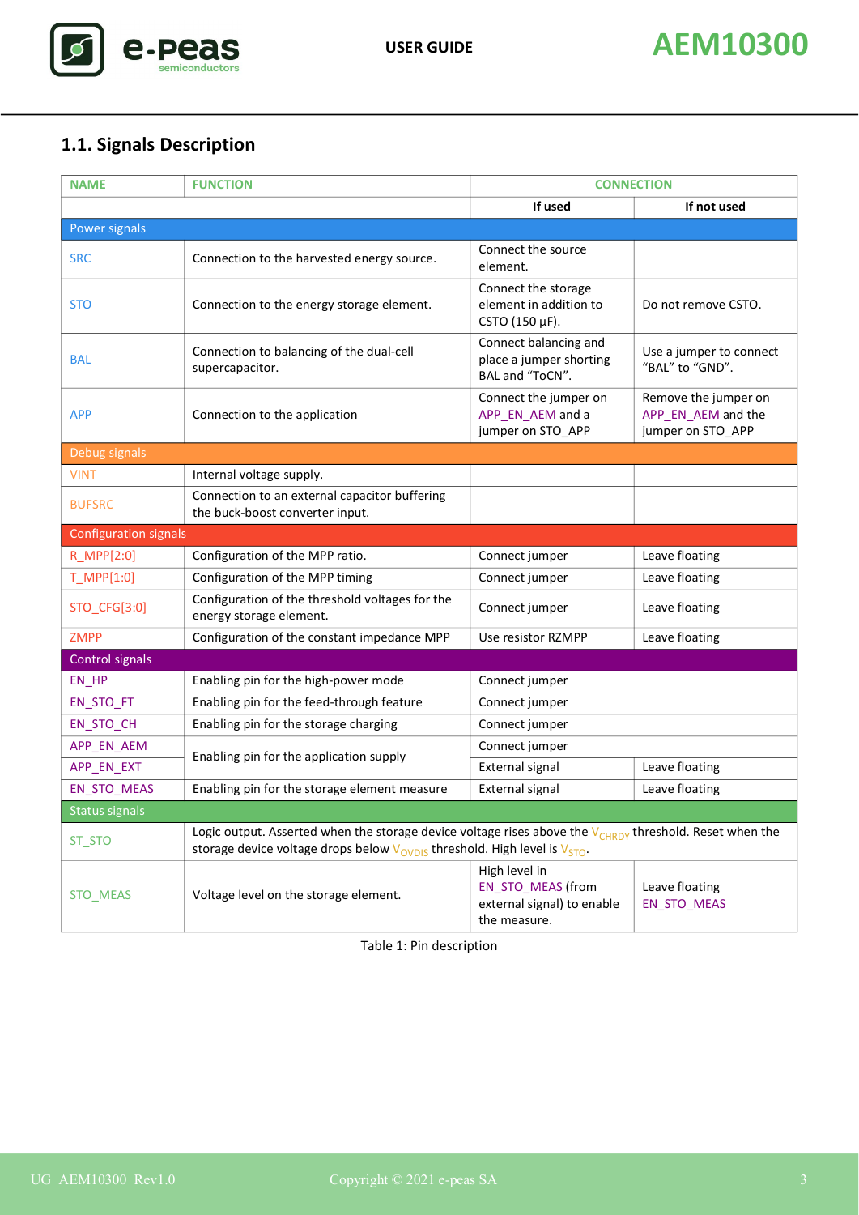## 1.1. Signals Description

| NAME | FUNCTION | CONNECTION | |
|---|---|---|---|
| | | If used | If not used |
| Power signals | | | |
| SRC | Connection to the harvested energy source. | Connect the source element. | |
| STO | Connection to the energy storage element. | Connect the storage element in addition to CSTO (150 µF). | Do not remove CSTO. |
| BAL | Connection to balancing of the dual-cell supercapacitor. | Connect balancing and place a jumper shorting BAL and "ToCN". | Use a jumper to connect "BAL" to "GND". |
| APP | Connection to the application | Connect the jumper on APP_EN_AEM and a jumper on STO_APP | Remove the jumper on APP_EN_AEM and the jumper on STO_APP |
| Debug signals | | | |
| VINT | Internal voltage supply. | | |
| BUFSRC | Connection to an external capacitor buffering the buck-boost converter input. | | |
| Configuration signals | | | |
| R_MPP[2:0] | Configuration of the MPP ratio. | Connect jumper | Leave floating |
| T_MPP[1:0] | Configuration of the MPP timing | Connect jumper | Leave floating |
| STO_CFG[3:0] | Configuration of the threshold voltages for the energy storage element. | Connect jumper | Leave floating |
| ZMPP | Configuration of the constant impedance MPP | Use resistor RZMPP | Leave floating |
| Control signals | | | |
| EN_HP | Enabling pin for the high-power mode | Connect jumper | |
| EN_STO_FT | Enabling pin for the feed-through feature | Connect jumper | |
| EN_STO_CH | Enabling pin for the storage charging | Connect jumper | |
| APP_EN_AEM | Enabling pin for the application supply | Connect jumper | |
| APP_EN_EXT | | External signal | Leave floating |
| EN_STO_MEAS | Enabling pin for the storage element measure | External signal | Leave floating |
| Status signals | | | |
| ST_STO | Logic output. Asserted when the storage device voltage rises above the $V_{CHRDY}$ threshold. Reset when the storage device voltage drops below $V_{OVDIS}$ threshold. High level is $V_{STO}$. | | |
| STO_MEAS | Voltage level on the storage element. | High level in EN_STO_MEAS (from external signal) to enable the measure. | Leave floating EN_STO_MEAS |

Table 1: Pin description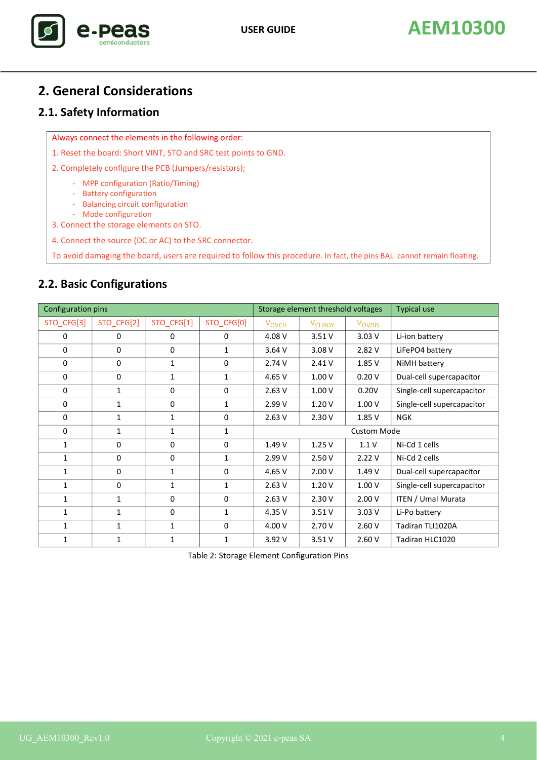## 2. General Considerations

### 2.1. Safety Information

Always connect the elements in the following order:

1. Reset the board: Short VINT, STO and SRC test points to GND.
2. Completely configure the PCB (Jumpers/resistors);
   - MPP configuration (Ratio/Timing)
   - Battery configuration
   - Balancing circuit configuration
   - Mode configuration
3. Connect the storage elements on STO.
4. Connect the source (DC or AC) to the SRC connector.

To avoid damaging the board, users are required to follow this procedure. In fact, the pins BAL cannot remain floating.

### 2.2. Basic Configurations

| Configuration pins | | | | Storage element threshold voltages | | | Typical use |
|---|---|---|---|---|---|---|---|
| STO_CFG[3] | STO_CFG[2] | STO_CFG[1] | STO_CFG[0] | $V_{OVCH}$ | $V_{CHRDY}$ | $V_{OVDIS}$ | |
| 0 | 0 | 0 | 0 | 4.08 V | 3.51 V | 3.03 V | Li-ion battery |
| 0 | 0 | 0 | 1 | 3.64 V | 3.08 V | 2.82 V | LiFePO4 battery |
| 0 | 0 | 1 | 0 | 2.74 V | 2.41 V | 1.85 V | NiMH battery |
| 0 | 0 | 1 | 1 | 4.65 V | 1.00 V | 0.20 V | Dual-cell supercapacitor |
| 0 | 1 | 0 | 0 | 2.63 V | 1.00 V | 0.20V | Single-cell supercapacitor |
| 0 | 1 | 0 | 1 | 2.99 V | 1.20 V | 1.00 V | Single-cell supercapacitor |
| 0 | 1 | 1 | 0 | 2.63 V | 2.30 V | 1.85 V | NGK |
| 0 | 1 | 1 | 1 | Custom Mode | | | |
| 1 | 0 | 0 | 0 | 1.49 V | 1.25 V | 1.1 V | Ni-Cd 1 cells |
| 1 | 0 | 0 | 1 | 2.99 V | 2.50 V | 2.22 V | Ni-Cd 2 cells |
| 1 | 0 | 1 | 0 | 4.65 V | 2.00 V | 1.49 V | Dual-cell supercapacitor |
| 1 | 0 | 1 | 1 | 2.63 V | 1.20 V | 1.00 V | Single-cell supercapacitor |
| 1 | 1 | 0 | 0 | 2.63 V | 2.30 V | 2.00 V | ITEN / Umal Murata |
| 1 | 1 | 0 | 1 | 4.35 V | 3.51 V | 3.03 V | Li-Po battery |
| 1 | 1 | 1 | 0 | 4.00 V | 2.70 V | 2.60 V | Tadiran TLI1020A |
| 1 | 1 | 1 | 1 | 3.92 V | 3.51 V | 2.60 V | Tadiran HLC1020 |

Table 2: Storage Element Configuration Pins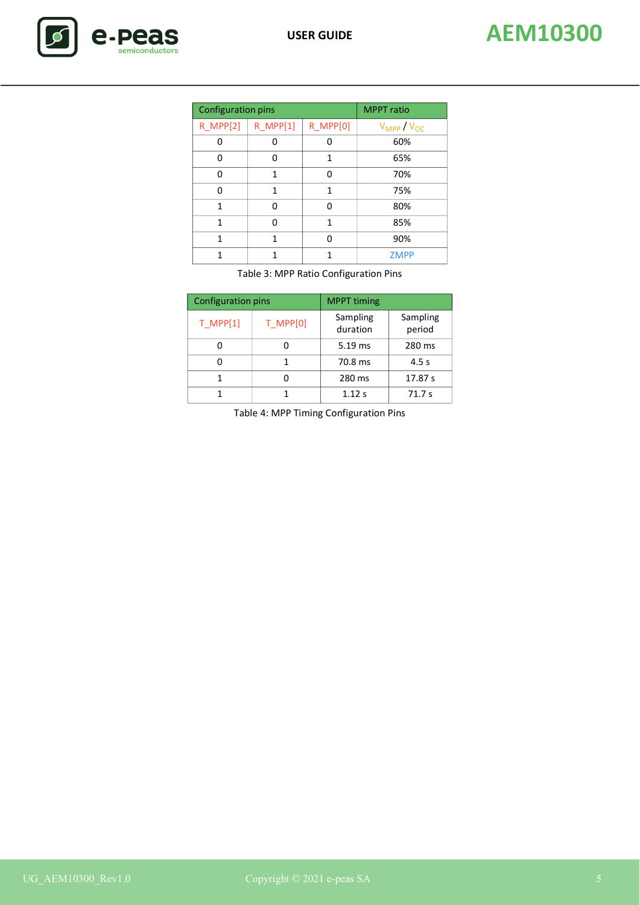| Configuration pins | | | MPPT ratio |
|---|---|---|---|
| R_MPP[2] | R_MPP[1] | R_MPP[0] | $V_{MPP}$ / $V_{OC}$ |
| 0 | 0 | 0 | 60% |
| 0 | 0 | 1 | 65% |
| 0 | 1 | 0 | 70% |
| 0 | 1 | 1 | 75% |
| 1 | 0 | 0 | 80% |
| 1 | 0 | 1 | 85% |
| 1 | 1 | 0 | 90% |
| 1 | 1 | 1 | ZMPP |

Table 3: MPP Ratio Configuration Pins

| Configuration pins | | MPPT timing | |
|---|---|---|---|
| T_MPP[1] | T_MPP[0] | Sampling duration | Sampling period |
| 0 | 0 | 5.19 ms | 280 ms |
| 0 | 1 | 70.8 ms | 4.5 s |
| 1 | 0 | 280 ms | 17.87 s |
| 1 | 1 | 1.12 s | 71.7 s |

Table 4: MPP Timing Configuration Pins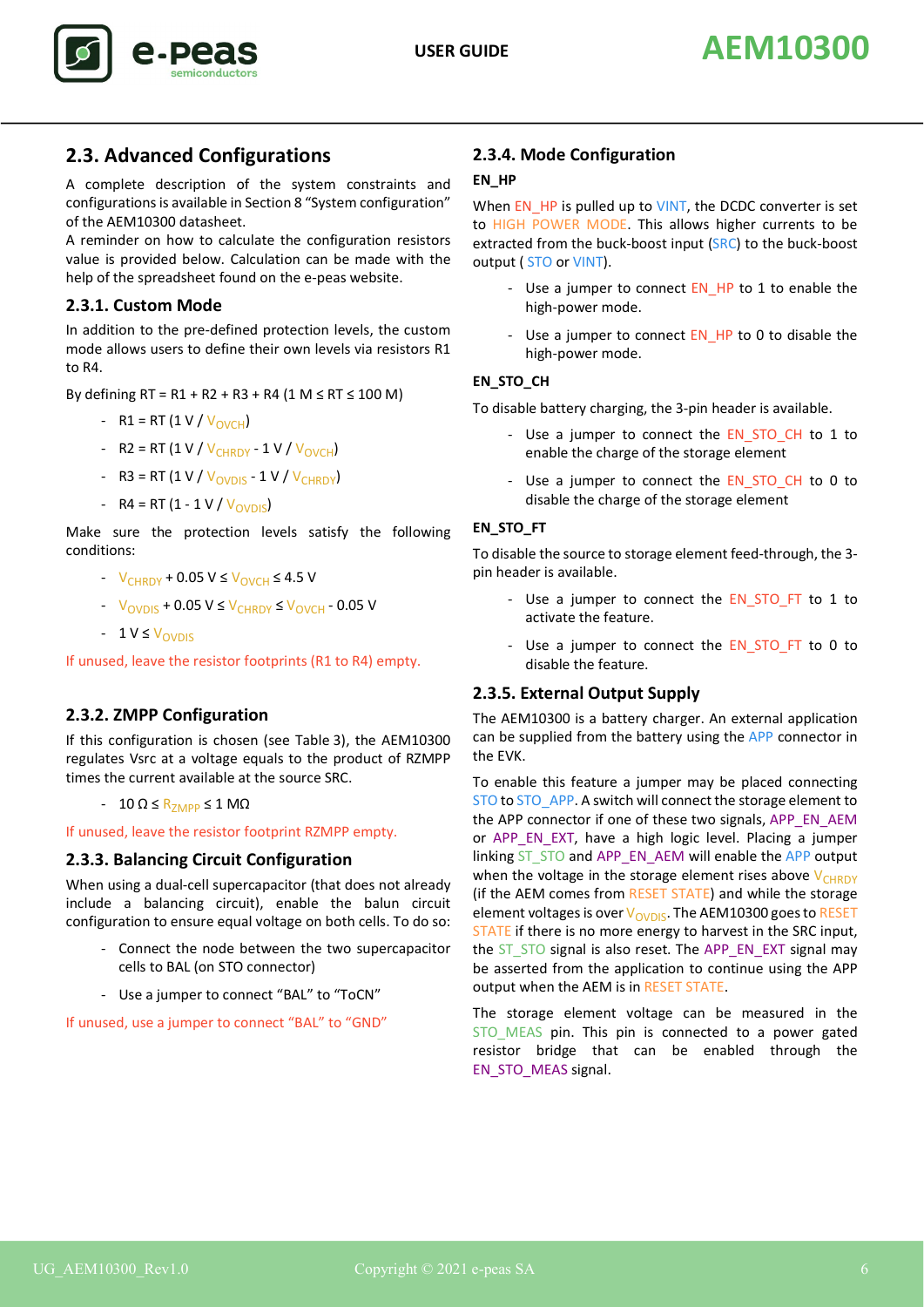## 2.3. Advanced Configurations

A complete description of the system constraints and configurations is available in Section 8 "System configuration" of the AEM10300 datasheet.
A reminder on how to calculate the configuration resistors value is provided below. Calculation can be made with the help of the spreadsheet found on the e-peas website.

### 2.3.1. Custom Mode

In addition to the pre-defined protection levels, the custom mode allows users to define their own levels via resistors R1 to R4.

By defining RT = R1 + R2 + R3 + R4 (1 M ≤ RT ≤ 100 M)

- R1 = RT (1 V / $V_{OVCH}$)
- R2 = RT (1 V / $V_{CHRDY}$ - 1 V / $V_{OVCH}$)
- R3 = RT (1 V / $V_{OVDIS}$ - 1 V / $V_{CHRDY}$)
- R4 = RT (1 - 1 V / $V_{OVDIS}$)

Make sure the protection levels satisfy the following conditions:

- $V_{CHRDY}$ + 0.05 V ≤ $V_{OVCH}$ ≤ 4.5 V
- $V_{OVDIS}$ + 0.05 V ≤ $V_{CHRDY}$ ≤ $V_{OVCH}$ - 0.05 V
- 1 V ≤ $V_{OVDIS}$

If unused, leave the resistor footprints (R1 to R4) empty.

### 2.3.2. ZMPP Configuration

If this configuration is chosen (see Table 3), the AEM10300 regulates Vsrc at a voltage equals to the product of RZMPP times the current available at the source SRC.

- 10 Ω ≤ $R_{ZMPP}$ ≤ 1 MΩ

If unused, leave the resistor footprint RZMPP empty.

### 2.3.3. Balancing Circuit Configuration

When using a dual-cell supercapacitor (that does not already include a balancing circuit), enable the balun circuit configuration to ensure equal voltage on both cells. To do so:

- Connect the node between the two supercapacitor cells to BAL (on STO connector)
- Use a jumper to connect "BAL" to "ToCN"

If unused, use a jumper to connect "BAL" to "GND"

### 2.3.4. Mode Configuration

**EN_HP**

When EN_HP is pulled up to VINT, the DCDC converter is set to HIGH POWER MODE. This allows higher currents to be extracted from the buck-boost input (SRC) to the buck-boost output ( STO or VINT).

- Use a jumper to connect EN_HP to 1 to enable the high-power mode.
- Use a jumper to connect EN_HP to 0 to disable the high-power mode.

**EN_STO_CH**

To disable battery charging, the 3-pin header is available.

- Use a jumper to connect the EN_STO_CH to 1 to enable the charge of the storage element
- Use a jumper to connect the EN_STO_CH to 0 to disable the charge of the storage element

**EN_STO_FT**

To disable the source to storage element feed-through, the 3-pin header is available.

- Use a jumper to connect the EN_STO_FT to 1 to activate the feature.
- Use a jumper to connect the EN_STO_FT to 0 to disable the feature.

### 2.3.5. External Output Supply

The AEM10300 is a battery charger. An external application can be supplied from the battery using the APP connector in the EVK.

To enable this feature a jumper may be placed connecting STO to STO_APP. A switch will connect the storage element to the APP connector if one of these two signals, APP_EN_AEM or APP_EN_EXT, have a high logic level. Placing a jumper linking ST_STO and APP_EN_AEM will enable the APP output when the voltage in the storage element rises above $V_{CHRDY}$ (if the AEM comes from RESET STATE) and while the storage element voltages is over $V_{OVDIS}$. The AEM10300 goes to RESET STATE if there is no more energy to harvest in the SRC input, the ST_STO signal is also reset. The APP_EN_EXT signal may be asserted from the application to continue using the APP output when the AEM is in RESET STATE.

The storage element voltage can be measured in the STO_MEAS pin. This pin is connected to a power gated resistor bridge that can be enabled through the EN_STO_MEAS signal.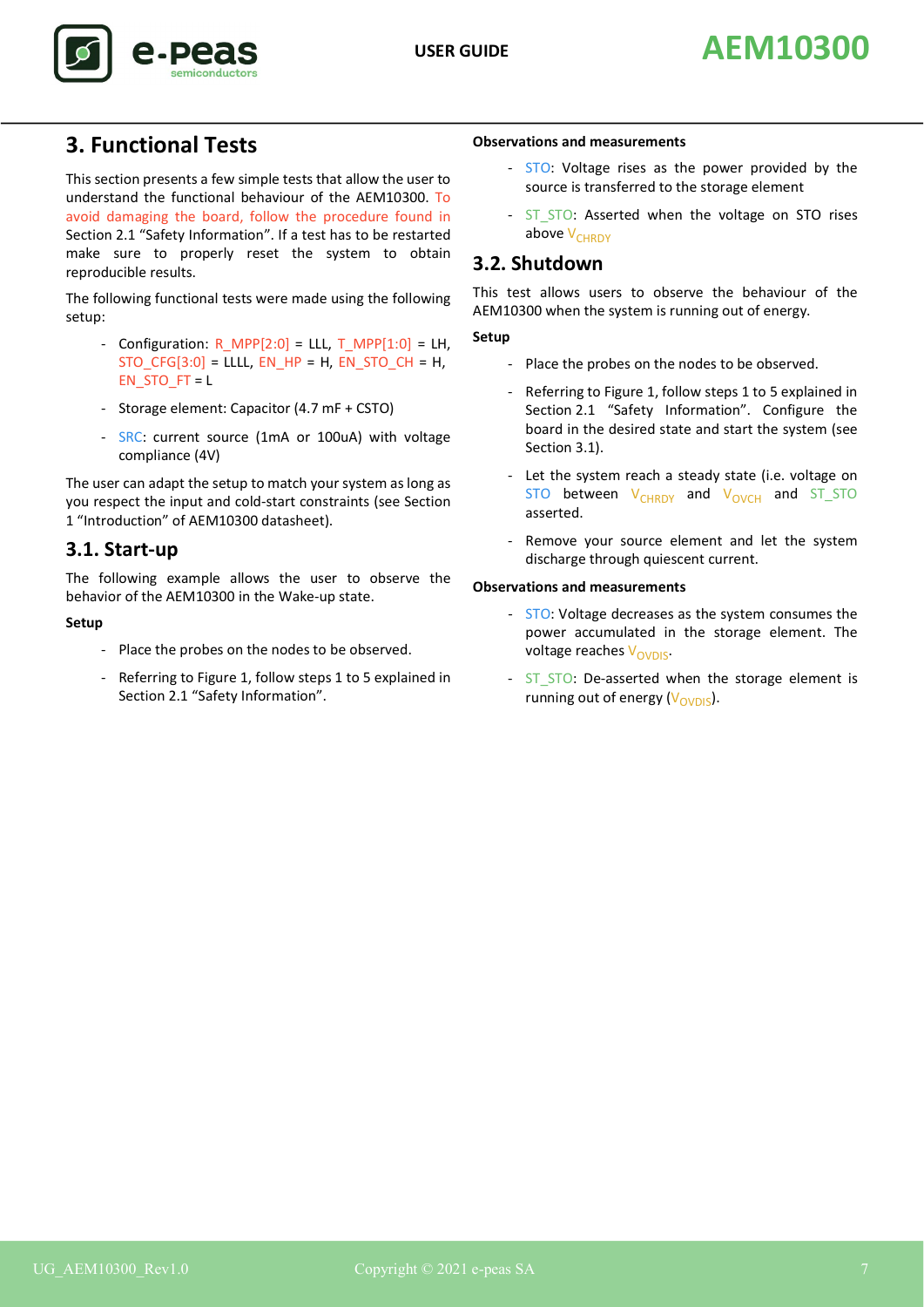# 3. Functional Tests

This section presents a few simple tests that allow the user to understand the functional behaviour of the AEM10300. To avoid damaging the board, follow the procedure found in Section 2.1 "Safety Information". If a test has to be restarted make sure to properly reset the system to obtain reproducible results.

The following functional tests were made using the following setup:

- Configuration: R_MPP[2:0] = LLL, T_MPP[1:0] = LH, STO_CFG[3:0] = LLLL, EN_HP = H, EN_STO_CH = H, EN_STO_FT = L
- Storage element: Capacitor (4.7 mF + CSTO)
- SRC: current source (1mA or 100uA) with voltage compliance (4V)

The user can adapt the setup to match your system as long as you respect the input and cold-start constraints (see Section 1 "Introduction" of AEM10300 datasheet).

## 3.1. Start-up

The following example allows the user to observe the behavior of the AEM10300 in the Wake-up state.

**Setup**

- Place the probes on the nodes to be observed.
- Referring to Figure 1, follow steps 1 to 5 explained in Section 2.1 "Safety Information".

**Observations and measurements**

- STO: Voltage rises as the power provided by the source is transferred to the storage element
- ST_STO: Asserted when the voltage on STO rises above $V_{CHRDY}$

## 3.2. Shutdown

This test allows users to observe the behaviour of the AEM10300 when the system is running out of energy.

**Setup**

- Place the probes on the nodes to be observed.
- Referring to Figure 1, follow steps 1 to 5 explained in Section 2.1 "Safety Information". Configure the board in the desired state and start the system (see Section 3.1).
- Let the system reach a steady state (i.e. voltage on STO between $V_{CHRDY}$ and $V_{OVCH}$ and ST_STO asserted.
- Remove your source element and let the system discharge through quiescent current.

**Observations and measurements**

- STO: Voltage decreases as the system consumes the power accumulated in the storage element. The voltage reaches $V_{OVDIS}$.
- ST_STO: De-asserted when the storage element is running out of energy ($V_{OVDIS}$).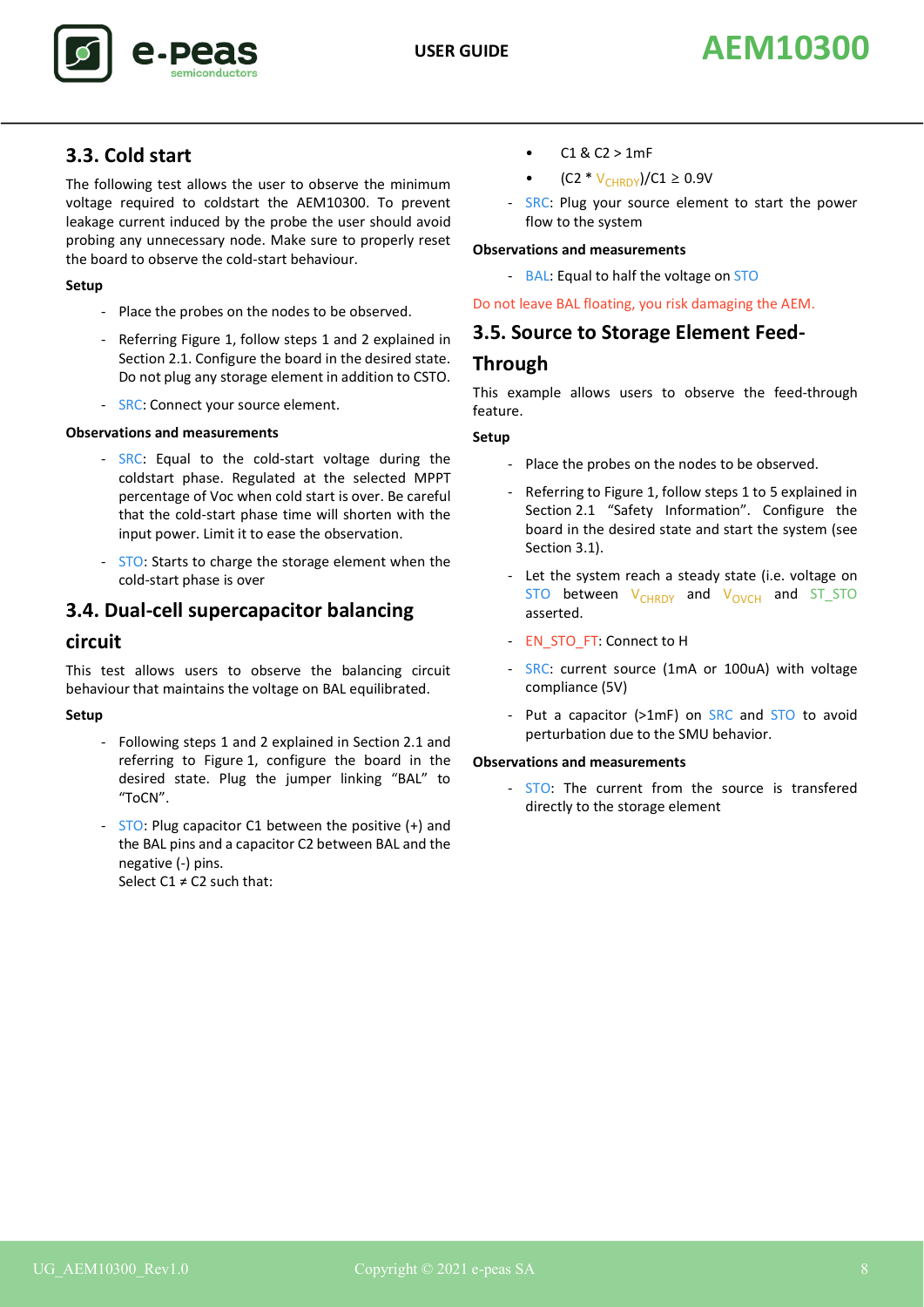## 3.3. Cold start

The following test allows the user to observe the minimum voltage required to coldstart the AEM10300. To prevent leakage current induced by the probe the user should avoid probing any unnecessary node. Make sure to properly reset the board to observe the cold-start behaviour.

**Setup**

- Place the probes on the nodes to be observed.
- Referring Figure 1, follow steps 1 and 2 explained in Section 2.1. Configure the board in the desired state. Do not plug any storage element in addition to CSTO.
- SRC: Connect your source element.

**Observations and measurements**

- SRC: Equal to the cold-start voltage during the coldstart phase. Regulated at the selected MPPT percentage of Voc when cold start is over. Be careful that the cold-start phase time will shorten with the input power. Limit it to ease the observation.
- STO: Starts to charge the storage element when the cold-start phase is over

## 3.4. Dual-cell supercapacitor balancing circuit

This test allows users to observe the balancing circuit behaviour that maintains the voltage on BAL equilibrated.

**Setup**

- Following steps 1 and 2 explained in Section 2.1 and referring to Figure 1, configure the board in the desired state. Plug the jumper linking "BAL" to "ToCN".
- STO: Plug capacitor C1 between the positive (+) and the BAL pins and a capacitor C2 between BAL and the negative (-) pins.
  Select C1 ≠ C2 such that:
  - C1 & C2 > 1mF
  - (C2 * $V_{CHRDY}$)/C1 ≥ 0.9V
- SRC: Plug your source element to start the power flow to the system

**Observations and measurements**

- BAL: Equal to half the voltage on STO

Do not leave BAL floating, you risk damaging the AEM.

## 3.5. Source to Storage Element Feed-Through

This example allows users to observe the feed-through feature.

**Setup**

- Place the probes on the nodes to be observed.
- Referring to Figure 1, follow steps 1 to 5 explained in Section 2.1 "Safety Information". Configure the board in the desired state and start the system (see Section 3.1).
- Let the system reach a steady state (i.e. voltage on STO between $V_{CHRDY}$ and $V_{OVCH}$ and ST_STO asserted.
- EN_STO_FT: Connect to H
- SRC: current source (1mA or 100uA) with voltage compliance (5V)
- Put a capacitor (>1mF) on SRC and STO to avoid perturbation due to the SMU behavior.

**Observations and measurements**

- STO: The current from the source is transfered directly to the storage element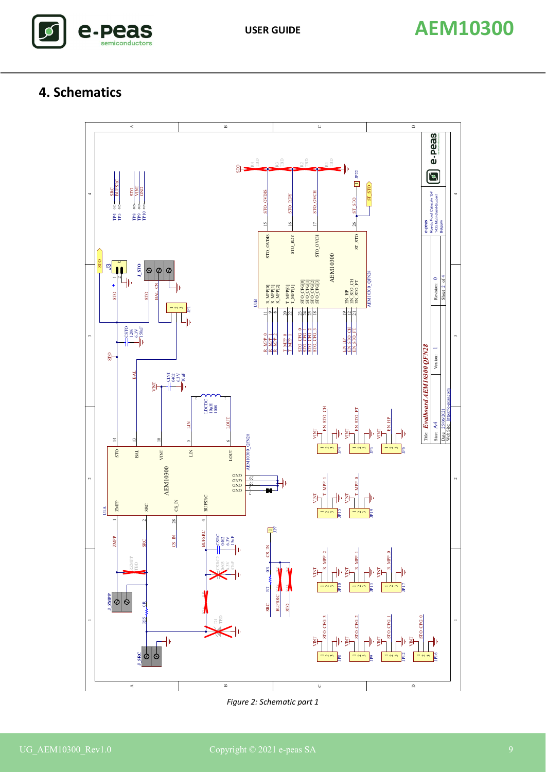## 4. Schematics

*Figure 2: Schematic part 1*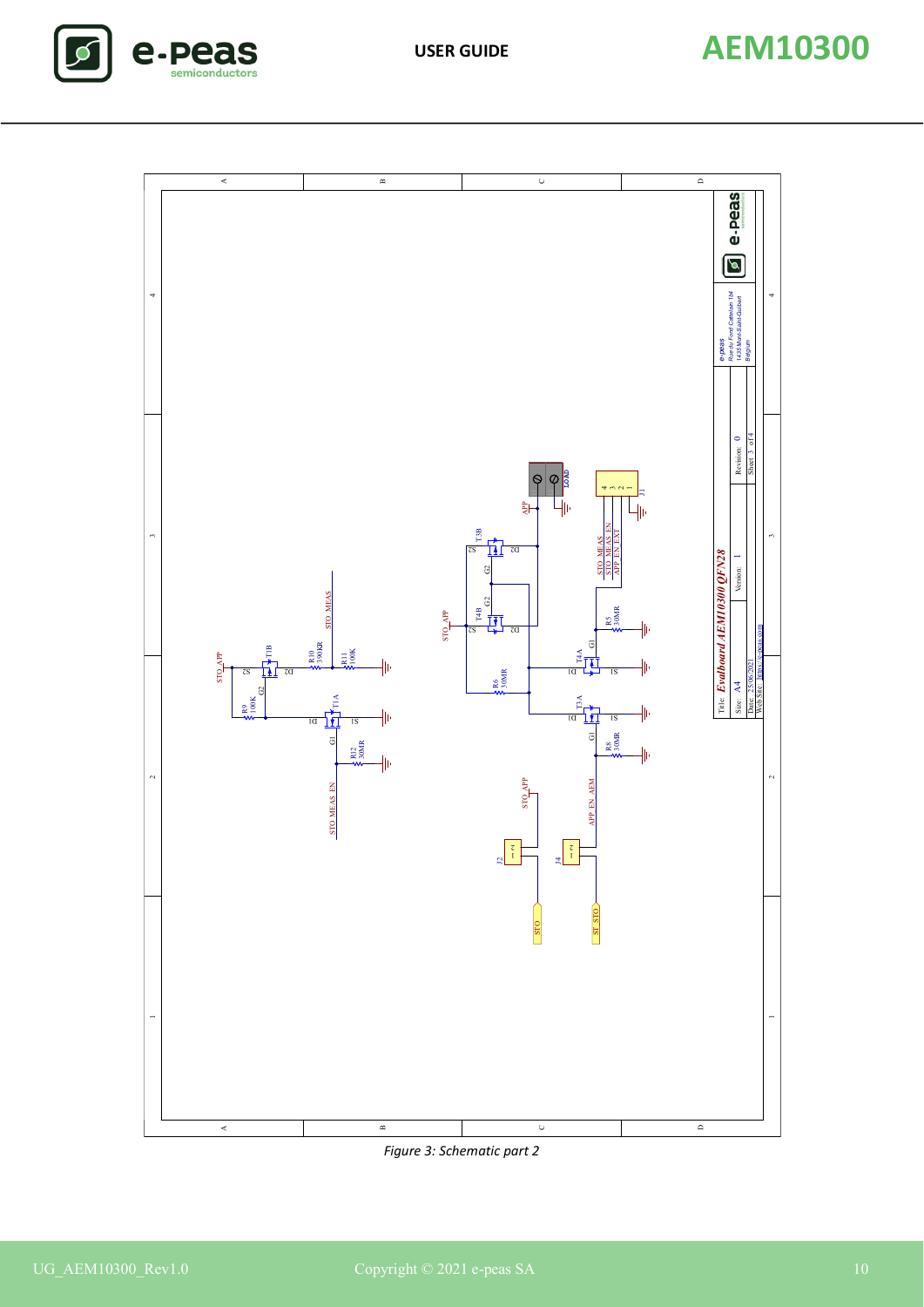Figure 3: Schematic part 2